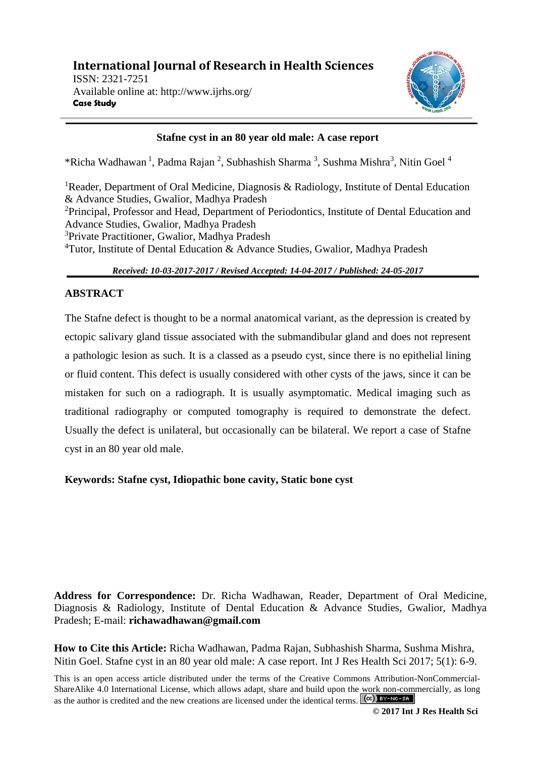**International Journal of Research in Health Sciences**
ISSN: 2321-7251
Available online at: http://www.ijrhs.org/
**Case Study**

# Stafne cyst in an 80 year old male: A case report

*Richa Wadhawan [1], Padma Rajan [2], Subhashish Sharma [3], Sushma Mishra[3], Nitin Goel [4]

[1]Reader, Department of Oral Medicine, Diagnosis & Radiology, Institute of Dental Education & Advance Studies, Gwalior, Madhya Pradesh
[2]Principal, Professor and Head, Department of Periodontics, Institute of Dental Education and Advance Studies, Gwalior, Madhya Pradesh
[3]Private Practitioner, Gwalior, Madhya Pradesh
[4]Tutor, Institute of Dental Education & Advance Studies, Gwalior, Madhya Pradesh

***Received: 10-03-2017-2017 / Revised Accepted: 14-04-2017 / Published: 24-05-2017***

## ABSTRACT

The Stafne defect is thought to be a normal anatomical variant, as the depression is created by ectopic salivary gland tissue associated with the submandibular gland and does not represent a pathologic lesion as such. It is a classed as a pseudo cyst, since there is no epithelial lining or fluid content. This defect is usually considered with other cysts of the jaws, since it can be mistaken for such on a radiograph. It is usually asymptomatic. Medical imaging such as traditional radiography or computed tomography is required to demonstrate the defect. Usually the defect is unilateral, but occasionally can be bilateral. We report a case of Stafne cyst in an 80 year old male.

**Keywords: Stafne cyst, Idiopathic bone cavity, Static bone cyst**

**Address for Correspondence:** Dr. Richa Wadhawan, Reader, Department of Oral Medicine, Diagnosis & Radiology, Institute of Dental Education & Advance Studies, Gwalior, Madhya Pradesh; E-mail: **richawadhawan@gmail.com**

**How to Cite this Article:** Richa Wadhawan, Padma Rajan, Subhashish Sharma, Sushma Mishra, Nitin Goel. Stafne cyst in an 80 year old male: A case report. Int J Res Health Sci 2017; 5(1): 6-9.

This is an open access article distributed under the terms of the Creative Commons Attribution-NonCommercial-ShareAlike 4.0 International License, which allows adapt, share and build upon the work non-commercially, as long as the author is credited and the new creations are licensed under the identical terms.

**© 2017 Int J Res Health Sci**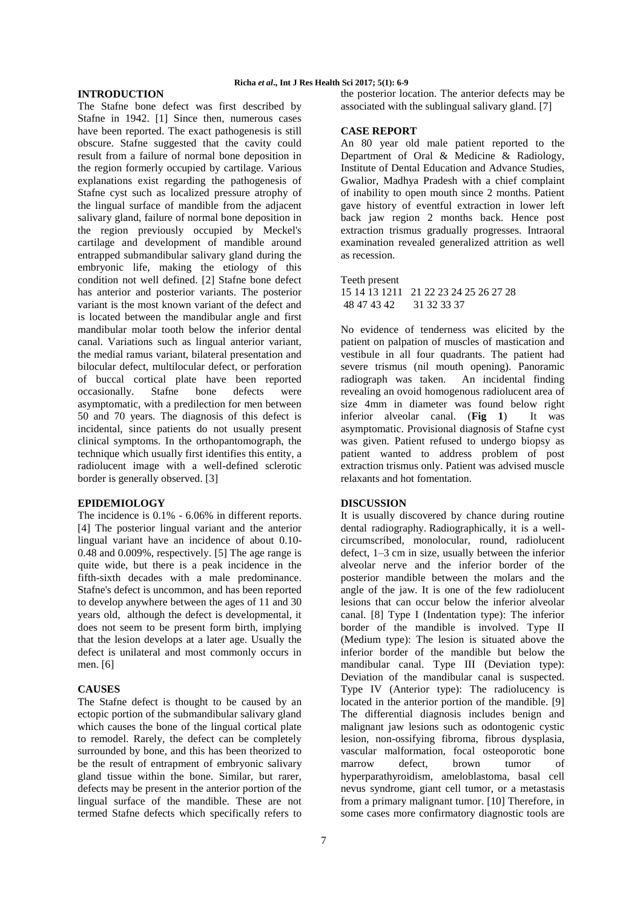## INTRODUCTION

The Stafne bone defect was first described by Stafne in 1942. [1] Since then, numerous cases have been reported. The exact pathogenesis is still obscure. Stafne suggested that the cavity could result from a failure of normal bone deposition in the region formerly occupied by cartilage. Various explanations exist regarding the pathogenesis of Stafne cyst such as localized pressure atrophy of the lingual surface of mandible from the adjacent salivary gland, failure of normal bone deposition in the region previously occupied by Meckel's cartilage and development of mandible around entrapped submandibular salivary gland during the embryonic life, making the etiology of this condition not well defined. [2] Stafne bone defect has anterior and posterior variants. The posterior variant is the most known variant of the defect and is located between the mandibular angle and first mandibular molar tooth below the inferior dental canal. Variations such as lingual anterior variant, the medial ramus variant, bilateral presentation and bilocular defect, multilocular defect, or perforation of buccal cortical plate have been reported occasionally. Stafne bone defects were asymptomatic, with a predilection for men between 50 and 70 years. The diagnosis of this defect is incidental, since patients do not usually present clinical symptoms. In the orthopantomograph, the technique which usually first identifies this entity, a radiolucent image with a well-defined sclerotic border is generally observed. [3]

## EPIDEMIOLOGY

The incidence is 0.1% - 6.06% in different reports. [4] The posterior lingual variant and the anterior lingual variant have an incidence of about 0.10-0.48 and 0.009%, respectively. [5] The age range is quite wide, but there is a peak incidence in the fifth-sixth decades with a male predominance. Stafne's defect is uncommon, and has been reported to develop anywhere between the ages of 11 and 30 years old, although the defect is developmental, it does not seem to be present form birth, implying that the lesion develops at a later age. Usually the defect is unilateral and most commonly occurs in men. [6]

## CAUSES

The Stafne defect is thought to be caused by an ectopic portion of the submandibular salivary gland which causes the bone of the lingual cortical plate to remodel. Rarely, the defect can be completely surrounded by bone, and this has been theorized to be the result of entrapment of embryonic salivary gland tissue within the bone. Similar, but rarer, defects may be present in the anterior portion of the lingual surface of the mandible. These are not termed Stafne defects which specifically refers to the posterior location. The anterior defects may be associated with the sublingual salivary gland. [7]

## CASE REPORT

An 80 year old male patient reported to the Department of Oral & Medicine & Radiology, Institute of Dental Education and Advance Studies, Gwalior, Madhya Pradesh with a chief complaint of inability to open mouth since 2 months. Patient gave history of eventful extraction in lower left back jaw region 2 months back. Hence post extraction trismus gradually progresses. Intraoral examination revealed generalized attrition as well as recession.

Teeth present

15 14 13 1211 21 22 23 24 25 26 27 28

48 47 43 42 31 32 33 37

No evidence of tenderness was elicited by the patient on palpation of muscles of mastication and vestibule in all four quadrants. The patient had severe trismus (nil mouth opening). Panoramic radiograph was taken. An incidental finding revealing an ovoid homogenous radiolucent area of size 4mm in diameter was found below right inferior alveolar canal. (**Fig 1**) It was asymptomatic. Provisional diagnosis of Stafne cyst was given. Patient refused to undergo biopsy as patient wanted to address problem of post extraction trismus only. Patient was advised muscle relaxants and hot fomentation.

## DISCUSSION

It is usually discovered by chance during routine dental radiography. Radiographically, it is a well-circumscribed, monolocular, round, radiolucent defect, 1–3 cm in size, usually between the inferior alveolar nerve and the inferior border of the posterior mandible between the molars and the angle of the jaw. It is one of the few radiolucent lesions that can occur below the inferior alveolar canal. [8] Type I (Indentation type): The inferior border of the mandible is involved. Type II (Medium type): The lesion is situated above the inferior border of the mandible but below the mandibular canal. Type III (Deviation type): Deviation of the mandibular canal is suspected. Type IV (Anterior type): The radiolucency is located in the anterior portion of the mandible. [9] The differential diagnosis includes benign and malignant jaw lesions such as odontogenic cystic lesion, non-ossifying fibroma, fibrous dysplasia, vascular malformation, focal osteoporotic bone marrow defect, brown tumor of hyperparathyroidism, ameloblastoma, basal cell nevus syndrome, giant cell tumor, or a metastasis from a primary malignant tumor. [10] Therefore, in some cases more confirmatory diagnostic tools are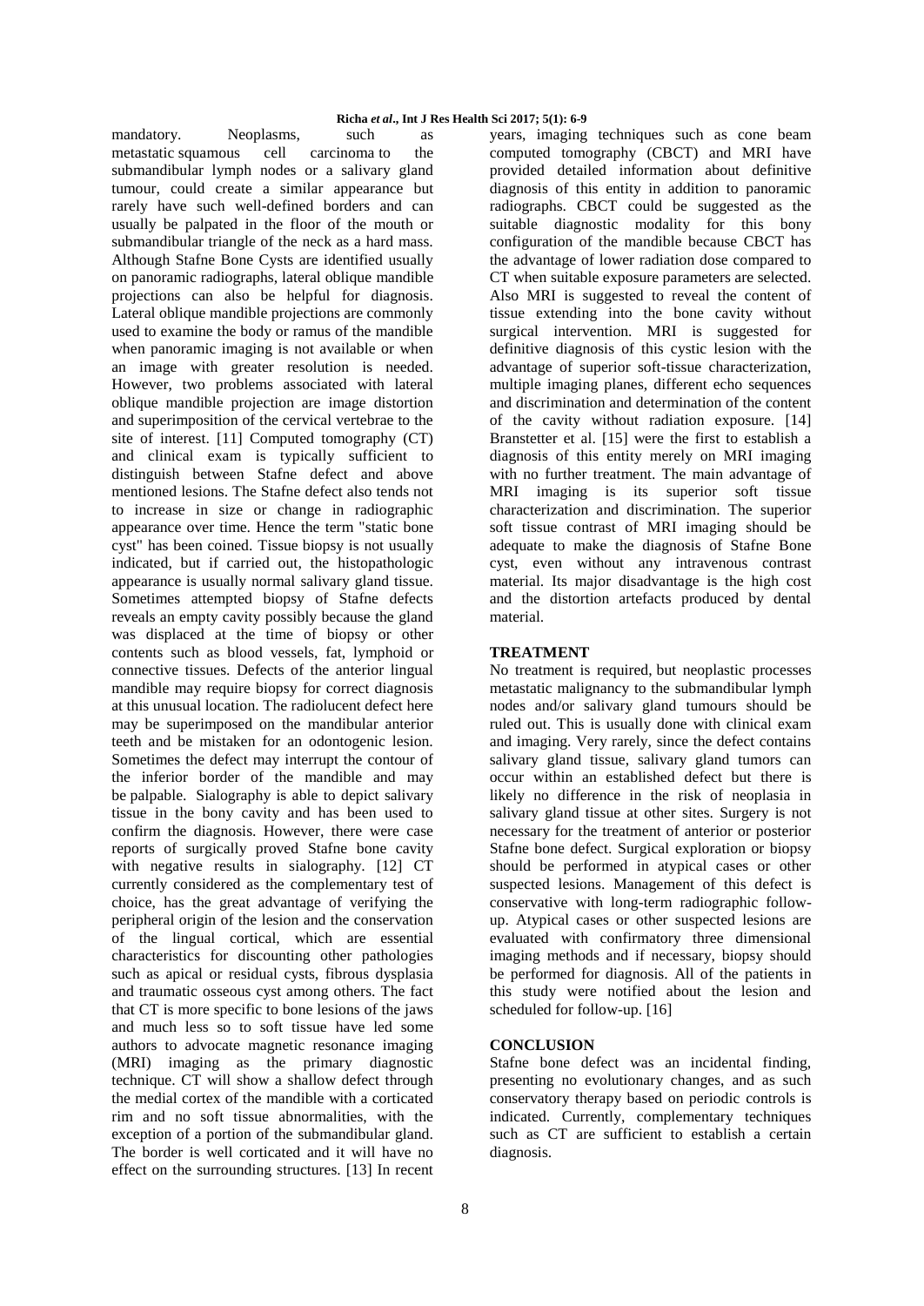mandatory. Neoplasms, such as metastatic squamous cell carcinoma to the submandibular lymph nodes or a salivary gland tumour, could create a similar appearance but rarely have such well-defined borders and can usually be palpated in the floor of the mouth or submandibular triangle of the neck as a hard mass. Although Stafne Bone Cysts are identified usually on panoramic radiographs, lateral oblique mandible projections can also be helpful for diagnosis. Lateral oblique mandible projections are commonly used to examine the body or ramus of the mandible when panoramic imaging is not available or when an image with greater resolution is needed. However, two problems associated with lateral oblique mandible projection are image distortion and superimposition of the cervical vertebrae to the site of interest. [11] Computed tomography (CT) and clinical exam is typically sufficient to distinguish between Stafne defect and above mentioned lesions. The Stafne defect also tends not to increase in size or change in radiographic appearance over time. Hence the term "static bone cyst" has been coined. Tissue biopsy is not usually indicated, but if carried out, the histopathologic appearance is usually normal salivary gland tissue. Sometimes attempted biopsy of Stafne defects reveals an empty cavity possibly because the gland was displaced at the time of biopsy or other contents such as blood vessels, fat, lymphoid or connective tissues. Defects of the anterior lingual mandible may require biopsy for correct diagnosis at this unusual location. The radiolucent defect here may be superimposed on the mandibular anterior teeth and be mistaken for an odontogenic lesion. Sometimes the defect may interrupt the contour of the inferior border of the mandible and may be palpable. Sialography is able to depict salivary tissue in the bony cavity and has been used to confirm the diagnosis. However, there were case reports of surgically proved Stafne bone cavity with negative results in sialography. [12] CT currently considered as the complementary test of choice, has the great advantage of verifying the peripheral origin of the lesion and the conservation of the lingual cortical, which are essential characteristics for discounting other pathologies such as apical or residual cysts, fibrous dysplasia and traumatic osseous cyst among others. The fact that CT is more specific to bone lesions of the jaws and much less so to soft tissue have led some authors to advocate magnetic resonance imaging (MRI) imaging as the primary diagnostic technique. CT will show a shallow defect through the medial cortex of the mandible with a corticated rim and no soft tissue abnormalities, with the exception of a portion of the submandibular gland. The border is well corticated and it will have no effect on the surrounding structures. [13] In recent years, imaging techniques such as cone beam computed tomography (CBCT) and MRI have provided detailed information about definitive diagnosis of this entity in addition to panoramic radiographs. CBCT could be suggested as the suitable diagnostic modality for this bony configuration of the mandible because CBCT has the advantage of lower radiation dose compared to CT when suitable exposure parameters are selected. Also MRI is suggested to reveal the content of tissue extending into the bone cavity without surgical intervention. MRI is suggested for definitive diagnosis of this cystic lesion with the advantage of superior soft-tissue characterization, multiple imaging planes, different echo sequences and discrimination and determination of the content of the cavity without radiation exposure. [14] Branstetter et al. [15] were the first to establish a diagnosis of this entity merely on MRI imaging with no further treatment. The main advantage of MRI imaging is its superior soft tissue characterization and discrimination. The superior soft tissue contrast of MRI imaging should be adequate to make the diagnosis of Stafne Bone cyst, even without any intravenous contrast material. Its major disadvantage is the high cost and the distortion artefacts produced by dental material.

## TREATMENT

No treatment is required, but neoplastic processes metastatic malignancy to the submandibular lymph nodes and/or salivary gland tumours should be ruled out. This is usually done with clinical exam and imaging. Very rarely, since the defect contains salivary gland tissue, salivary gland tumors can occur within an established defect but there is likely no difference in the risk of neoplasia in salivary gland tissue at other sites. Surgery is not necessary for the treatment of anterior or posterior Stafne bone defect. Surgical exploration or biopsy should be performed in atypical cases or other suspected lesions. Management of this defect is conservative with long-term radiographic follow-up. Atypical cases or other suspected lesions are evaluated with confirmatory three dimensional imaging methods and if necessary, biopsy should be performed for diagnosis. All of the patients in this study were notified about the lesion and scheduled for follow-up. [16]

## CONCLUSION

Stafne bone defect was an incidental finding, presenting no evolutionary changes, and as such conservatory therapy based on periodic controls is indicated. Currently, complementary techniques such as CT are sufficient to establish a certain diagnosis.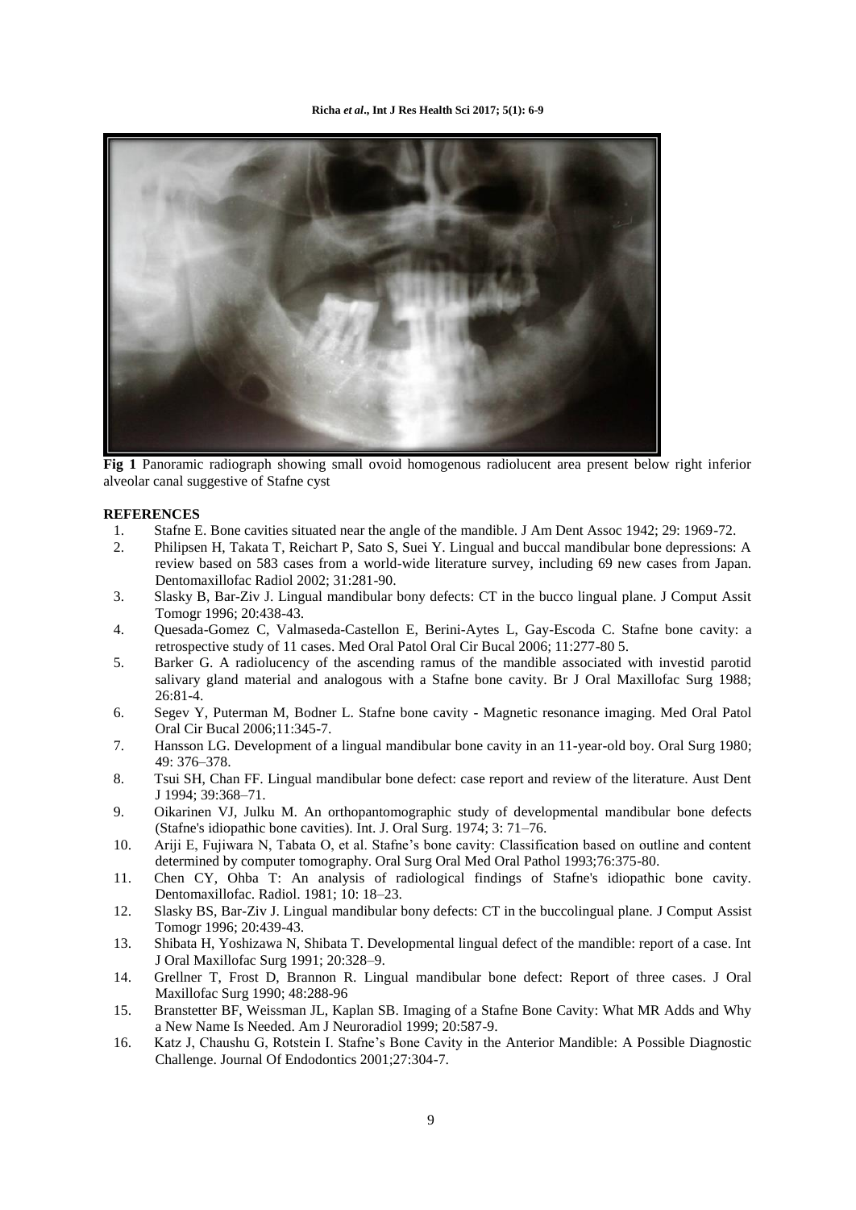**Fig 1** Panoramic radiograph showing small ovoid homogenous radiolucent area present below right inferior alveolar canal suggestive of Stafne cyst

**REFERENCES**

1. Stafne E. Bone cavities situated near the angle of the mandible. J Am Dent Assoc 1942; 29: 1969-72.
2. Philipsen H, Takata T, Reichart P, Sato S, Suei Y. Lingual and buccal mandibular bone depressions: A review based on 583 cases from a world-wide literature survey, including 69 new cases from Japan. Dentomaxillofac Radiol 2002; 31:281-90.
3. Slasky B, Bar-Ziv J. Lingual mandibular bony defects: CT in the bucco lingual plane. J Comput Assit Tomogr 1996; 20:438-43.
4. Quesada-Gomez C, Valmaseda-Castellon E, Berini-Aytes L, Gay-Escoda C. Stafne bone cavity: a retrospective study of 11 cases. Med Oral Patol Oral Cir Bucal 2006; 11:277-80 5.
5. Barker G. A radiolucency of the ascending ramus of the mandible associated with investid parotid salivary gland material and analogous with a Stafne bone cavity. Br J Oral Maxillofac Surg 1988; 26:81-4.
6. Segev Y, Puterman M, Bodner L. Stafne bone cavity - Magnetic resonance imaging. Med Oral Patol Oral Cir Bucal 2006;11:345-7.
7. Hansson LG. Development of a lingual mandibular bone cavity in an 11-year-old boy. Oral Surg 1980; 49: 376–378.
8. Tsui SH, Chan FF. Lingual mandibular bone defect: case report and review of the literature. Aust Dent J 1994; 39:368–71.
9. Oikarinen VJ, Julku M. An orthopantomographic study of developmental mandibular bone defects (Stafne's idiopathic bone cavities). Int. J. Oral Surg. 1974; 3: 71–76.
10. Ariji E, Fujiwara N, Tabata O, et al. Stafne's bone cavity: Classification based on outline and content determined by computer tomography. Oral Surg Oral Med Oral Pathol 1993;76:375-80.
11. Chen CY, Ohba T: An analysis of radiological findings of Stafne's idiopathic bone cavity. Dentomaxillofac. Radiol. 1981; 10: 18–23.
12. Slasky BS, Bar-Ziv J. Lingual mandibular bony defects: CT in the buccolingual plane. J Comput Assist Tomogr 1996; 20:439-43.
13. Shibata H, Yoshizawa N, Shibata T. Developmental lingual defect of the mandible: report of a case. Int J Oral Maxillofac Surg 1991; 20:328–9.
14. Grellner T, Frost D, Brannon R. Lingual mandibular bone defect: Report of three cases. J Oral Maxillofac Surg 1990; 48:288-96
15. Branstetter BF, Weissman JL, Kaplan SB. Imaging of a Stafne Bone Cavity: What MR Adds and Why a New Name Is Needed. Am J Neuroradiol 1999; 20:587-9.
16. Katz J, Chaushu G, Rotstein I. Stafne's Bone Cavity in the Anterior Mandible: A Possible Diagnostic Challenge. Journal Of Endodontics 2001;27:304-7.